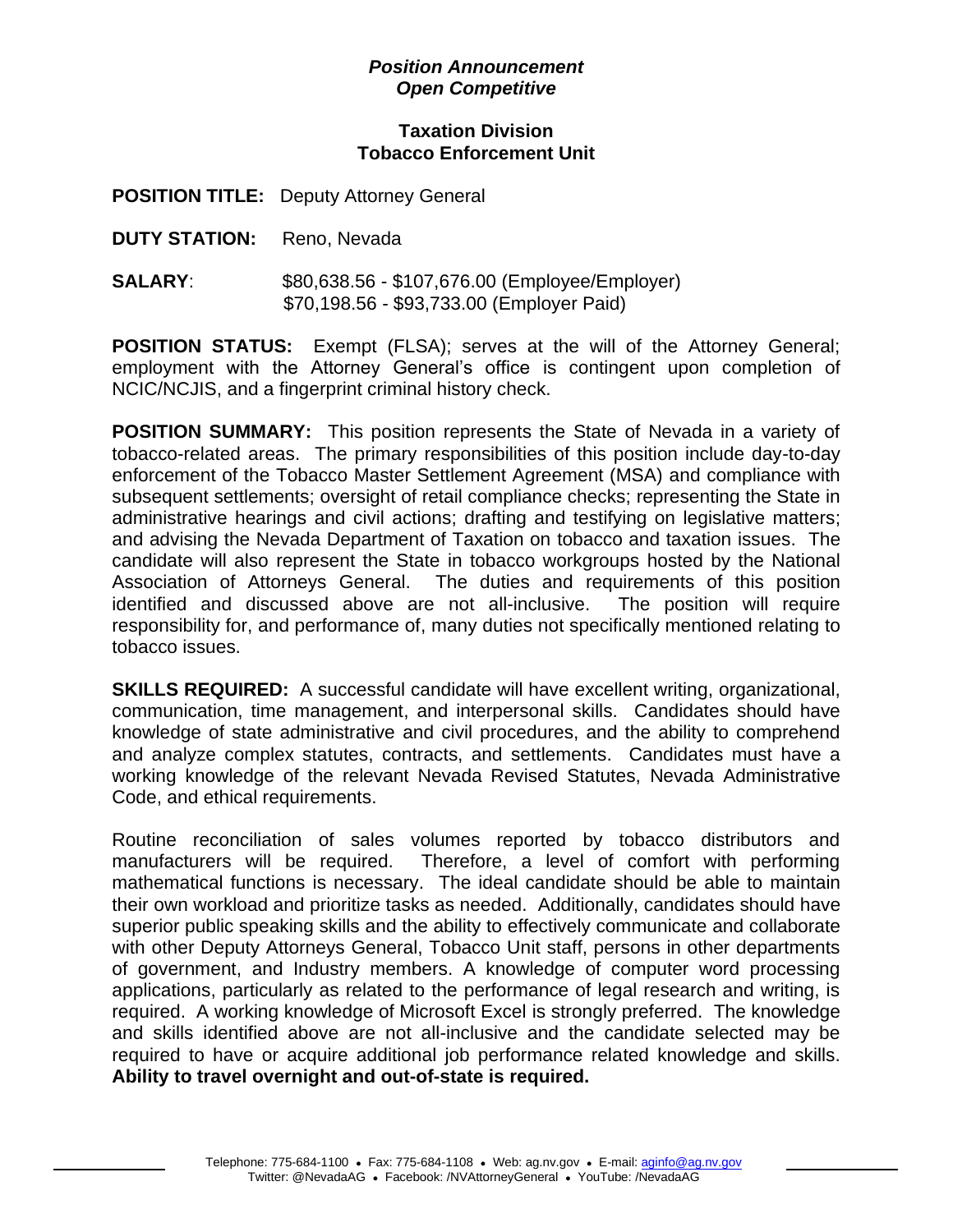***Position Announcement***
***Open Competitive***

**Taxation Division**
**Tobacco Enforcement Unit**

**POSITION TITLE:** Deputy Attorney General

**DUTY STATION:** Reno, Nevada

**SALARY**: $80,638.56 - $107,676.00 (Employee/Employer)
$70,198.56 - $93,733.00 (Employer Paid)

**POSITION STATUS:** Exempt (FLSA); serves at the will of the Attorney General; employment with the Attorney General's office is contingent upon completion of NCIC/NCJIS, and a fingerprint criminal history check.

**POSITION SUMMARY:** This position represents the State of Nevada in a variety of tobacco-related areas. The primary responsibilities of this position include day-to-day enforcement of the Tobacco Master Settlement Agreement (MSA) and compliance with subsequent settlements; oversight of retail compliance checks; representing the State in administrative hearings and civil actions; drafting and testifying on legislative matters; and advising the Nevada Department of Taxation on tobacco and taxation issues. The candidate will also represent the State in tobacco workgroups hosted by the National Association of Attorneys General. The duties and requirements of this position identified and discussed above are not all-inclusive. The position will require responsibility for, and performance of, many duties not specifically mentioned relating to tobacco issues.

**SKILLS REQUIRED:** A successful candidate will have excellent writing, organizational, communication, time management, and interpersonal skills. Candidates should have knowledge of state administrative and civil procedures, and the ability to comprehend and analyze complex statutes, contracts, and settlements. Candidates must have a working knowledge of the relevant Nevada Revised Statutes, Nevada Administrative Code, and ethical requirements.

Routine reconciliation of sales volumes reported by tobacco distributors and manufacturers will be required. Therefore, a level of comfort with performing mathematical functions is necessary. The ideal candidate should be able to maintain their own workload and prioritize tasks as needed. Additionally, candidates should have superior public speaking skills and the ability to effectively communicate and collaborate with other Deputy Attorneys General, Tobacco Unit staff, persons in other departments of government, and Industry members. A knowledge of computer word processing applications, particularly as related to the performance of legal research and writing, is required. A working knowledge of Microsoft Excel is strongly preferred. The knowledge and skills identified above are not all-inclusive and the candidate selected may be required to have or acquire additional job performance related knowledge and skills. **Ability to travel overnight and out-of-state is required.**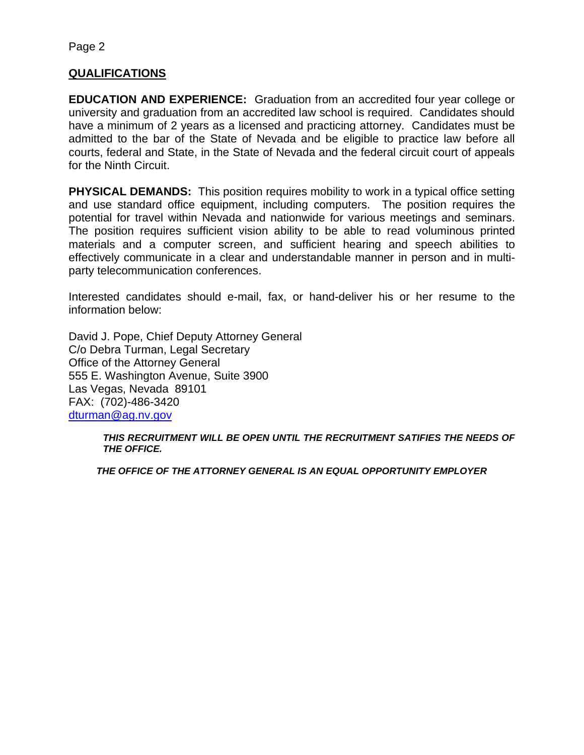## QUALIFICATIONS

**EDUCATION AND EXPERIENCE:** Graduation from an accredited four year college or university and graduation from an accredited law school is required. Candidates should have a minimum of 2 years as a licensed and practicing attorney. Candidates must be admitted to the bar of the State of Nevada and be eligible to practice law before all courts, federal and State, in the State of Nevada and the federal circuit court of appeals for the Ninth Circuit.

**PHYSICAL DEMANDS:** This position requires mobility to work in a typical office setting and use standard office equipment, including computers. The position requires the potential for travel within Nevada and nationwide for various meetings and seminars. The position requires sufficient vision ability to be able to read voluminous printed materials and a computer screen, and sufficient hearing and speech abilities to effectively communicate in a clear and understandable manner in person and in multi-party telecommunication conferences.

Interested candidates should e-mail, fax, or hand-deliver his or her resume to the information below:

David J. Pope, Chief Deputy Attorney General
C/o Debra Turman, Legal Secretary
Office of the Attorney General
555 E. Washington Avenue, Suite 3900
Las Vegas, Nevada 89101
FAX: (702)-486-3420
dturman@ag.nv.gov

***THIS RECRUITMENT WILL BE OPEN UNTIL THE RECRUITMENT SATIFIES THE NEEDS OF THE OFFICE.***

***THE OFFICE OF THE ATTORNEY GENERAL IS AN EQUAL OPPORTUNITY EMPLOYER***